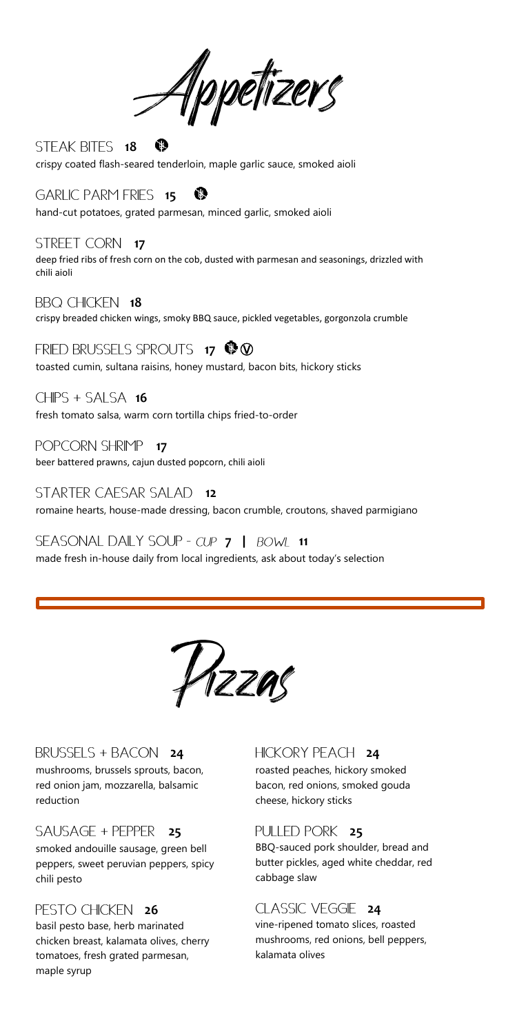# Appetizers

**STEAK BITES** **18** 🅖
crispy coated flash-seared tenderloin, maple garlic sauce, smoked aioli

**GARLIC PARM FRIES** **15** 🅖
hand-cut potatoes, grated parmesan, minced garlic, smoked aioli

**STREET CORN** **17**
deep fried ribs of fresh corn on the cob, dusted with parmesan and seasonings, drizzled with chili aioli

**BBQ CHICKEN** **18**
crispy breaded chicken wings, smoky BBQ sauce, pickled vegetables, gorgonzola crumble

**FRIED BRUSSELS SPROUTS** **17** 🅖 Ⓥ
toasted cumin, sultana raisins, honey mustard, bacon bits, hickory sticks

**CHIPS + SALSA** **16**
fresh tomato salsa, warm corn tortilla chips fried-to-order

**POPCORN SHRIMP** **17**
beer battered prawns, cajun dusted popcorn, chili aioli

**STARTER CAESAR SALAD** **12**
romaine hearts, house-made dressing, bacon crumble, croutons, shaved parmigiano

**SEASONAL DAILY SOUP** - *CUP* **7** | *BOWL* **11**
made fresh in-house daily from local ingredients, ask about today's selection

---

# Pizzas

**BRUSSELS + BACON** **24**
mushrooms, brussels sprouts, bacon, red onion jam, mozzarella, balsamic reduction

**SAUSAGE + PEPPER** **25**
smoked andouille sausage, green bell peppers, sweet peruvian peppers, spicy chili pesto

**PESTO CHICKEN** **26**
basil pesto base, herb marinated chicken breast, kalamata olives, cherry tomatoes, fresh grated parmesan, maple syrup

**HICKORY PEACH** **24**
roasted peaches, hickory smoked bacon, red onions, smoked gouda cheese, hickory sticks

**PULLED PORK** **25**
BBQ-sauced pork shoulder, bread and butter pickles, aged white cheddar, red cabbage slaw

**CLASSIC VEGGIE** **24**
vine-ripened tomato slices, roasted mushrooms, red onions, bell peppers, kalamata olives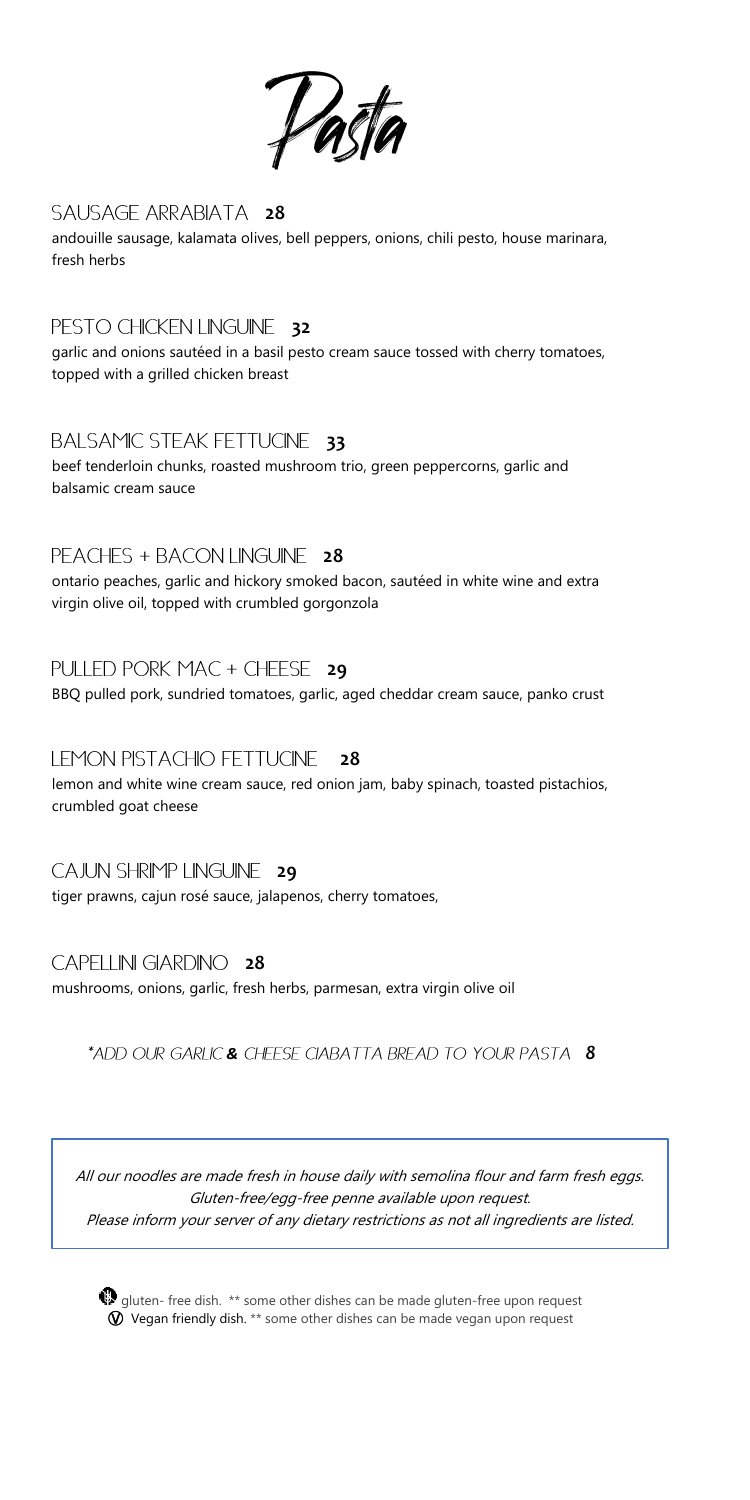# Pasta

## SAUSAGE ARRABIATA **28**

andouille sausage, kalamata olives, bell peppers, onions, chili pesto, house marinara, fresh herbs

## PESTO CHICKEN LINGUINE **32**

garlic and onions sautéed in a basil pesto cream sauce tossed with cherry tomatoes, topped with a grilled chicken breast

## BALSAMIC STEAK FETTUCINE **33**

beef tenderloin chunks, roasted mushroom trio, green peppercorns, garlic and balsamic cream sauce

## PEACHES + BACON LINGUINE **28**

ontario peaches, garlic and hickory smoked bacon, sautéed in white wine and extra virgin olive oil, topped with crumbled gorgonzola

## PULLED PORK MAC + CHEESE **29**

BBQ pulled pork, sundried tomatoes, garlic, aged cheddar cream sauce, panko crust

## LEMON PISTACHIO FETTUCINE **28**

lemon and white wine cream sauce, red onion jam, baby spinach, toasted pistachios, crumbled goat cheese

## CAJUN SHRIMP LINGUINE **29**

tiger prawns, cajun rosé sauce, jalapenos, cherry tomatoes,

## CAPELLINI GIARDINO **28**

mushrooms, onions, garlic, fresh herbs, parmesan, extra virgin olive oil

*\*ADD OUR GARLIC **&** CHEESE CIABATTA BREAD TO YOUR PASTA **8***

*All our noodles are made fresh in house daily with semolina flour and farm fresh eggs.*
*Gluten-free/egg-free penne available upon request.*
*Please inform your server of any dietary restrictions as not all ingredients are listed.*

gluten- free dish. ** some other dishes can be made gluten-free upon request

Ⓥ Vegan friendly dish. ** some other dishes can be made vegan upon request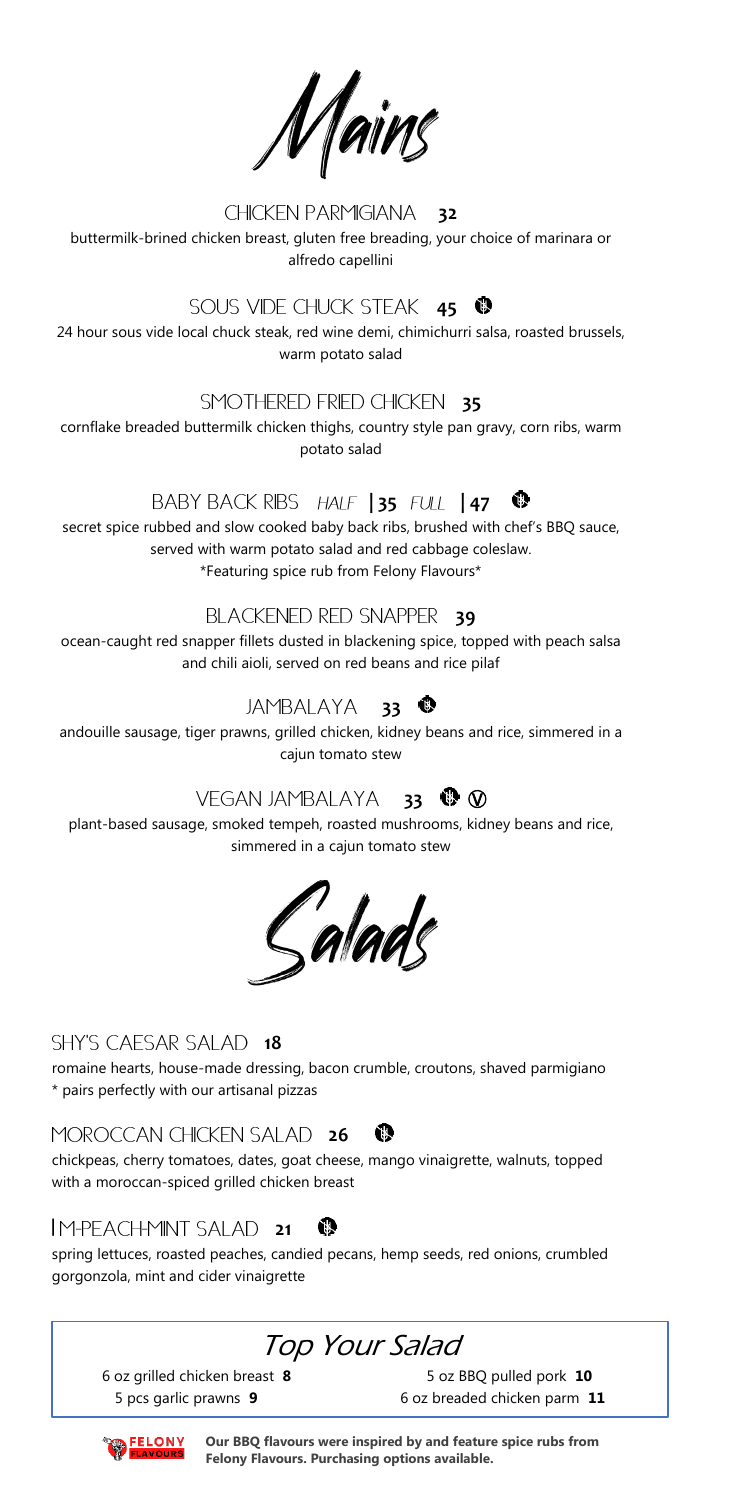# Mains

## CHICKEN PARMIGIANA **32**

buttermilk-brined chicken breast, gluten free breading, your choice of marinara or alfredo capellini

## SOUS VIDE CHUCK STEAK **45**

24 hour sous vide local chuck steak, red wine demi, chimichurri salsa, roasted brussels, warm potato salad

## SMOTHERED FRIED CHICKEN **35**

cornflake breaded buttermilk chicken thighs, country style pan gravy, corn ribs, warm potato salad

## BABY BACK RIBS *HALF* | **35** *FULL* | **47**

secret spice rubbed and slow cooked baby back ribs, brushed with chef's BBQ sauce, served with warm potato salad and red cabbage coleslaw.
*Featuring spice rub from Felony Flavours*

## BLACKENED RED SNAPPER **39**

ocean-caught red snapper fillets dusted in blackening spice, topped with peach salsa and chili aioli, served on red beans and rice pilaf

## JAMBALAYA **33**

andouille sausage, tiger prawns, grilled chicken, kidney beans and rice, simmered in a cajun tomato stew

## VEGAN JAMBALAYA **33** Ⓥ

plant-based sausage, smoked tempeh, roasted mushrooms, kidney beans and rice, simmered in a cajun tomato stew

# Salads

## SHY'S CAESAR SALAD **18**

romaine hearts, house-made dressing, bacon crumble, croutons, shaved parmigiano
* pairs perfectly with our artisanal pizzas

## MOROCCAN CHICKEN SALAD **26**

chickpeas, cherry tomatoes, dates, goat cheese, mango vinaigrette, walnuts, topped with a moroccan-spiced grilled chicken breast

## I'M-PEACH-MINT SALAD **21**

spring lettuces, roasted peaches, candied pecans, hemp seeds, red onions, crumbled gorgonzola, mint and cider vinaigrette

## *Top Your Salad*

6 oz grilled chicken breast **8**
5 oz BBQ pulled pork **10**
5 pcs garlic prawns **9**
6 oz breaded chicken parm **11**

**Our BBQ flavours were inspired by and feature spice rubs from Felony Flavours. Purchasing options available.**